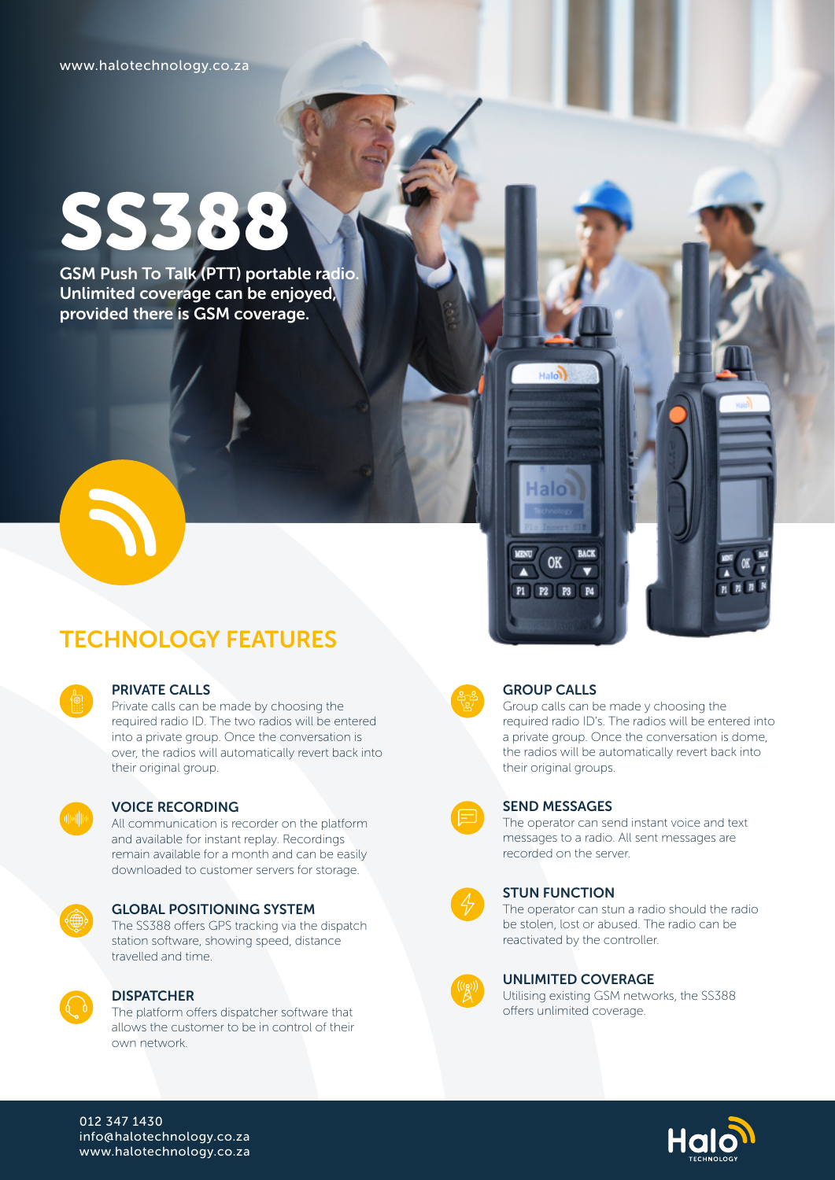www.halotechnology.co.za

# SS388

**GSM Push To Talk (PTT) portable radio. Unlimited coverage can be enjoyed, provided there is GSM coverage.**

## TECHNOLOGY FEATURES

### PRIVATE CALLS

Private calls can be made by choosing the required radio ID. The two radios will be entered into a private group. Once the conversation is over, the radios will automatically revert back into their original group.

### VOICE RECORDING

All communication is recorder on the platform and available for instant replay. Recordings remain available for a month and can be easily downloaded to customer servers for storage.

### GLOBAL POSITIONING SYSTEM

The SS388 offers GPS tracking via the dispatch station software, showing speed, distance travelled and time.

### DISPATCHER

The platform offers dispatcher software that allows the customer to be in control of their own network.

### GROUP CALLS

Group calls can be made y choosing the required radio ID's. The radios will be entered into a private group. Once the conversation is dome, the radios will be automatically revert back into their original groups.

### SEND MESSAGES

The operator can send instant voice and text messages to a radio. All sent messages are recorded on the server.

### STUN FUNCTION

The operator can stun a radio should the radio be stolen, lost or abused. The radio can be reactivated by the controller.

### UNLIMITED COVERAGE

Utilising existing GSM networks, the SS388 offers unlimited coverage.

012 347 1430
info@halotechnology.co.za
www.halotechnology.co.za

Halo TECHNOLOGY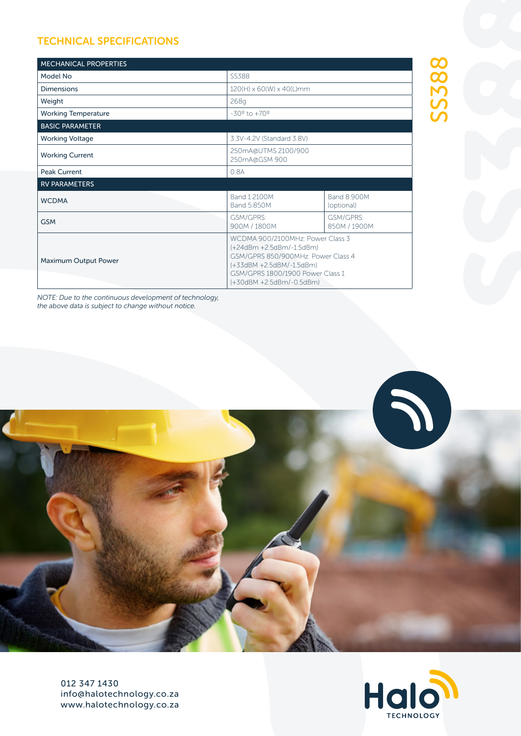## TECHNICAL SPECIFICATIONS

| | | |
|---|---|---|
| **MECHANICAL PROPERTIES** | | |
| Model No | SS388 | |
| Dimensions | 120(H) x 60(W) x 40(L)mm | |
| Weight | 268g | |
| Working Temperature | -30º to +70º | |
| **BASIC PARAMETER** | | |
| Working Voltage | 3.3V-4.2V (Standard 3.8V) | |
| Working Current | 250mA@UTMS 2100/900<br>250mA@GSM 900 | |
| Peak Current | 0.8A | |
| **RV PARAMETERS** | | |
| WCDMA | Band 1:2100M<br>Band 5:850M | Band 8:900M (optional) |
| GSM | GSM/GPRS:<br>900M / 1800M | GSM/GPRS:<br>850M / 1900M |
| Maximum Output Power | WCDMA 900/2100MHz: Power Class 3 (+24dBm +2.5dBm/-1.5dBm)<br>GSM/GPRS 850/900MHz: Power Class 4 (+33dBM +2.5dBM/-1.5dBm)<br>GSM/GPRS 1800/1900 Power Class 1 (+30dBM +2.5dBm/-0.5dBm) | |

*NOTE: Due to the continuous development of technology, the above data is subject to change without notice.*

SS388

012 347 1430
info@halotechnology.co.za
www.halotechnology.co.za

Halo TECHNOLOGY